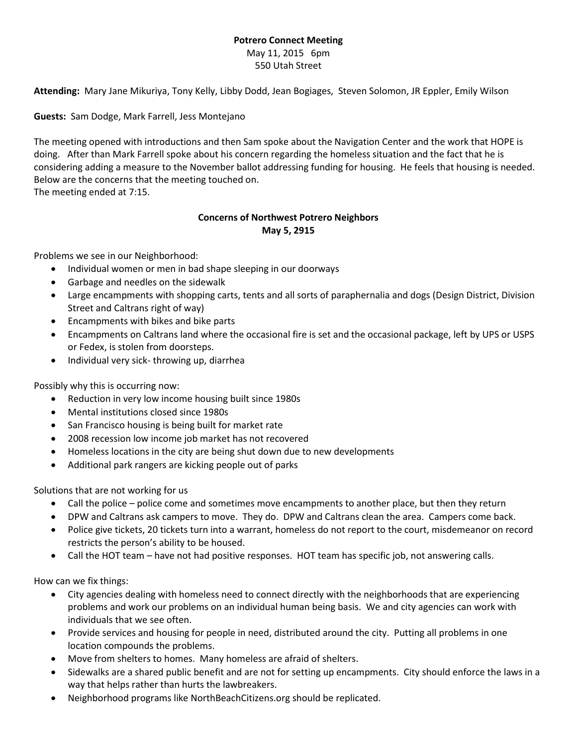**Potrero Connect Meeting**
May 11, 2015 6pm
550 Utah Street

**Attending:** Mary Jane Mikuriya, Tony Kelly, Libby Dodd, Jean Bogiages, Steven Solomon, JR Eppler, Emily Wilson

**Guests:** Sam Dodge, Mark Farrell, Jess Montejano

The meeting opened with introductions and then Sam spoke about the Navigation Center and the work that HOPE is doing. After than Mark Farrell spoke about his concern regarding the homeless situation and the fact that he is considering adding a measure to the November ballot addressing funding for housing. He feels that housing is needed. Below are the concerns that the meeting touched on.
The meeting ended at 7:15.

**Concerns of Northwest Potrero Neighbors**
**May 5, 2915**

Problems we see in our Neighborhood:

- Individual women or men in bad shape sleeping in our doorways
- Garbage and needles on the sidewalk
- Large encampments with shopping carts, tents and all sorts of paraphernalia and dogs (Design District, Division Street and Caltrans right of way)
- Encampments with bikes and bike parts
- Encampments on Caltrans land where the occasional fire is set and the occasional package, left by UPS or USPS or Fedex, is stolen from doorsteps.
- Individual very sick- throwing up, diarrhea

Possibly why this is occurring now:

- Reduction in very low income housing built since 1980s
- Mental institutions closed since 1980s
- San Francisco housing is being built for market rate
- 2008 recession low income job market has not recovered
- Homeless locations in the city are being shut down due to new developments
- Additional park rangers are kicking people out of parks

Solutions that are not working for us

- Call the police – police come and sometimes move encampments to another place, but then they return
- DPW and Caltrans ask campers to move. They do. DPW and Caltrans clean the area. Campers come back.
- Police give tickets, 20 tickets turn into a warrant, homeless do not report to the court, misdemeanor on record restricts the person's ability to be housed.
- Call the HOT team – have not had positive responses. HOT team has specific job, not answering calls.

How can we fix things:

- City agencies dealing with homeless need to connect directly with the neighborhoods that are experiencing problems and work our problems on an individual human being basis. We and city agencies can work with individuals that we see often.
- Provide services and housing for people in need, distributed around the city. Putting all problems in one location compounds the problems.
- Move from shelters to homes. Many homeless are afraid of shelters.
- Sidewalks are a shared public benefit and are not for setting up encampments. City should enforce the laws in a way that helps rather than hurts the lawbreakers.
- Neighborhood programs like NorthBeachCitizens.org should be replicated.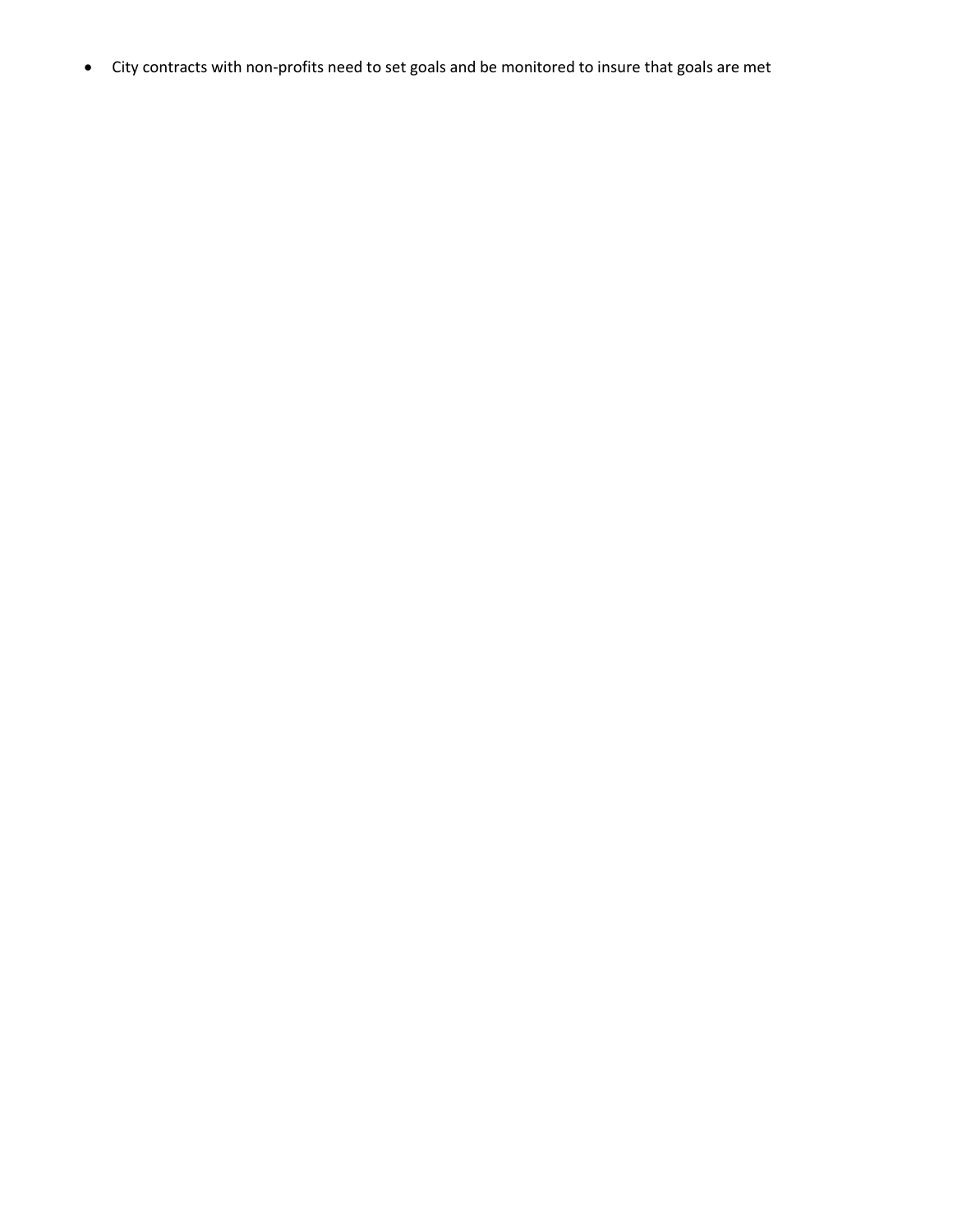- City contracts with non-profits need to set goals and be monitored to insure that goals are met